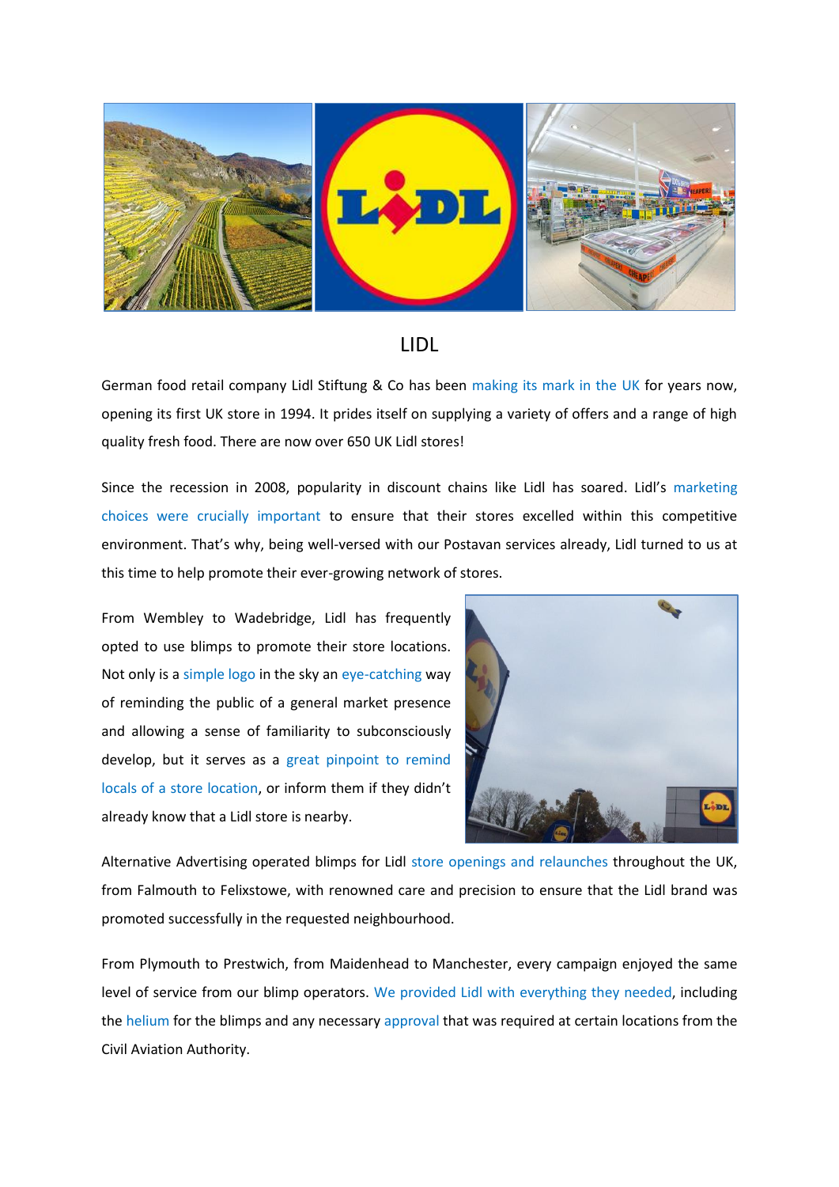# LIDL

German food retail company Lidl Stiftung & Co has been making its mark in the UK for years now, opening its first UK store in 1994. It prides itself on supplying a variety of offers and a range of high quality fresh food. There are now over 650 UK Lidl stores!

Since the recession in 2008, popularity in discount chains like Lidl has soared. Lidl's marketing choices were crucially important to ensure that their stores excelled within this competitive environment. That's why, being well-versed with our Postavan services already, Lidl turned to us at this time to help promote their ever-growing network of stores.

From Wembley to Wadebridge, Lidl has frequently opted to use blimps to promote their store locations. Not only is a simple logo in the sky an eye-catching way of reminding the public of a general market presence and allowing a sense of familiarity to subconsciously develop, but it serves as a great pinpoint to remind locals of a store location, or inform them if they didn't already know that a Lidl store is nearby.

Alternative Advertising operated blimps for Lidl store openings and relaunches throughout the UK, from Falmouth to Felixstowe, with renowned care and precision to ensure that the Lidl brand was promoted successfully in the requested neighbourhood.

From Plymouth to Prestwich, from Maidenhead to Manchester, every campaign enjoyed the same level of service from our blimp operators. We provided Lidl with everything they needed, including the helium for the blimps and any necessary approval that was required at certain locations from the Civil Aviation Authority.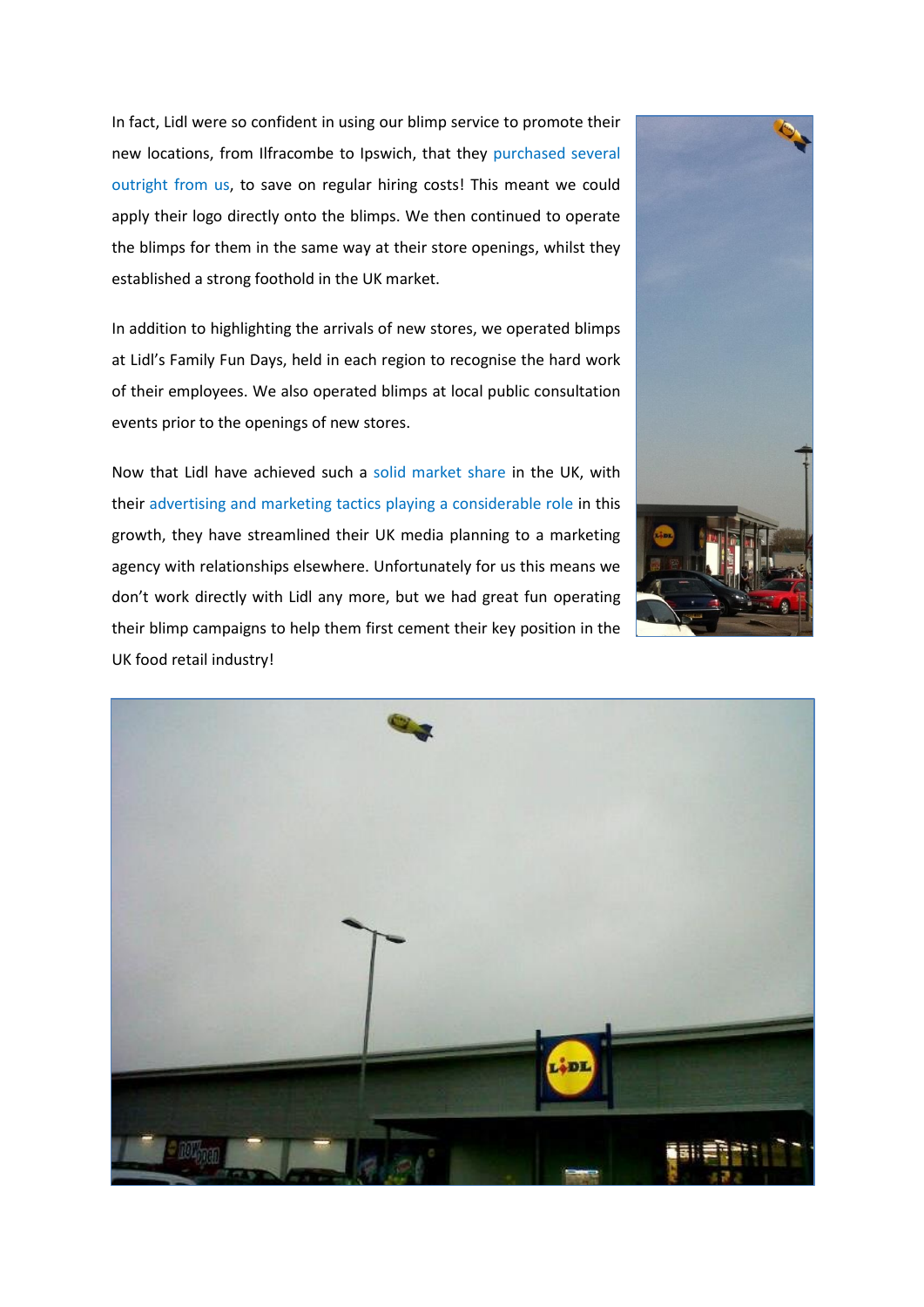In fact, Lidl were so confident in using our blimp service to promote their new locations, from Ilfracombe to Ipswich, that they purchased several outright from us, to save on regular hiring costs! This meant we could apply their logo directly onto the blimps. We then continued to operate the blimps for them in the same way at their store openings, whilst they established a strong foothold in the UK market.

In addition to highlighting the arrivals of new stores, we operated blimps at Lidl's Family Fun Days, held in each region to recognise the hard work of their employees. We also operated blimps at local public consultation events prior to the openings of new stores.

Now that Lidl have achieved such a solid market share in the UK, with their advertising and marketing tactics playing a considerable role in this growth, they have streamlined their UK media planning to a marketing agency with relationships elsewhere. Unfortunately for us this means we don't work directly with Lidl any more, but we had great fun operating their blimp campaigns to help them first cement their key position in the UK food retail industry!